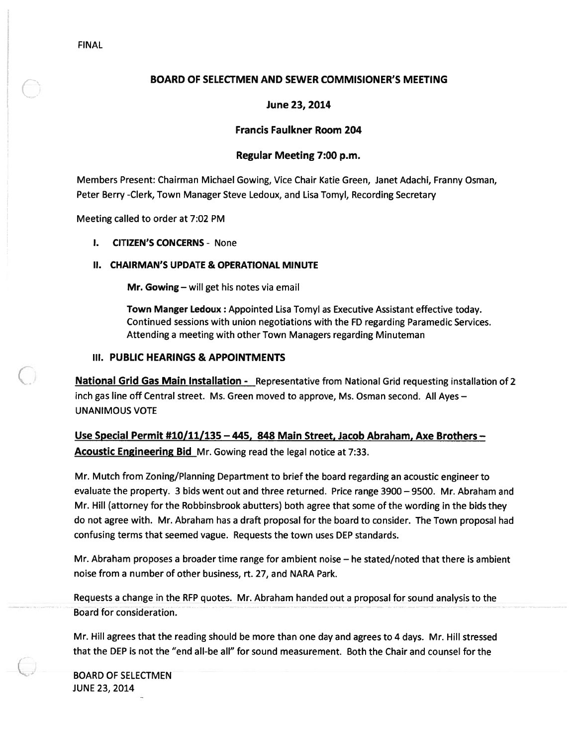FINAL

# BOARD OF SELECTMEN AND SEWER COMMISIONER'S MEETING

## June 23, 2014

## Francis Faulkner Room 204

## Regular Meeting 7:00 p.m.

Members Present: Chairman Michael Gowing, Vice Chair Katie Green, Janet Adachi, Franny Osman, Peter Berry -Clerk, Town Manager Steve Ledoux, and Lisa Tomyl, Recording Secretary

Meeting called to order at 7:02 PM

**I. CITIZEN'S CONCERNS** - None

**II. CHAIRMAN'S UPDATE & OPERATIONAL MINUTE**

**Mr. Gowing** – will get his notes via email

**Town Manger Ledoux :** Appointed Lisa Tomyl as Executive Assistant effective today. Continued sessions with union negotiations with the FD regarding Paramedic Services. Attending a meeting with other Town Managers regarding Minuteman

**III. PUBLIC HEARINGS & APPOINTMENTS**

**National Grid Gas Main Installation -** Representative from National Grid requesting installation of 2 inch gas line off Central street. Ms. Green moved to approve, Ms. Osman second. All Ayes – UNANIMOUS VOTE

**Use Special Permit #10/11/135 – 445, 848 Main Street, Jacob Abraham, Axe Brothers – Acoustic Engineering Bid** Mr. Gowing read the legal notice at 7:33.

Mr. Mutch from Zoning/Planning Department to brief the board regarding an acoustic engineer to evaluate the property. 3 bids went out and three returned. Price range 3900 – 9500. Mr. Abraham and Mr. Hill (attorney for the Robbinsbrook abutters) both agree that some of the wording in the bids they do not agree with. Mr. Abraham has a draft proposal for the board to consider. The Town proposal had confusing terms that seemed vague. Requests the town uses DEP standards.

Mr. Abraham proposes a broader time range for ambient noise – he stated/noted that there is ambient noise from a number of other business, rt. 27, and NARA Park.

Requests a change in the RFP quotes. Mr. Abraham handed out a proposal for sound analysis to the Board for consideration.

Mr. Hill agrees that the reading should be more than one day and agrees to 4 days. Mr. Hill stressed that the DEP is not the "end all-be all" for sound measurement. Both the Chair and counsel for the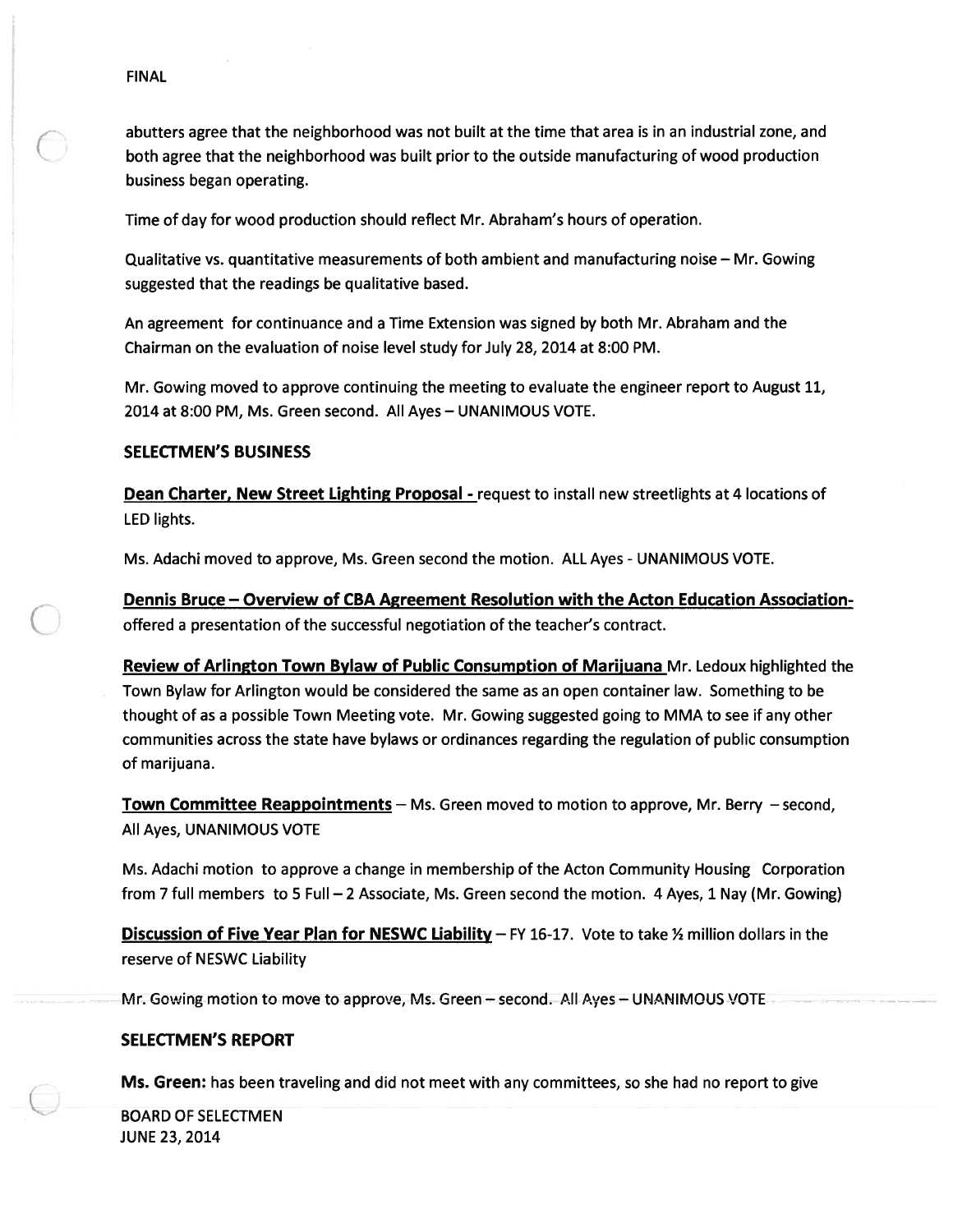abutters agree that the neighborhood was not built at the time that area is in an industrial zone, and both agree that the neighborhood was built prior to the outside manufacturing of wood production business began operating.

Time of day for wood production should reflect Mr. Abraham's hours of operation.

Qualitative vs. quantitative measurements of both ambient and manufacturing noise – Mr. Gowing suggested that the readings be qualitative based.

An agreement for continuance and a Time Extension was signed by both Mr. Abraham and the Chairman on the evaluation of noise level study for July 28, 2014 at 8:00 PM.

Mr. Gowing moved to approve continuing the meeting to evaluate the engineer report to August 11, 2014 at 8:00 PM, Ms. Green second. All Ayes – UNANIMOUS VOTE.

## SELECTMEN'S BUSINESS

**Dean Charter, New Street Lighting Proposal -** request to install new streetlights at 4 locations of LED lights.

Ms. Adachi moved to approve, Ms. Green second the motion. ALL Ayes - UNANIMOUS VOTE.

**Dennis Bruce – Overview of CBA Agreement Resolution with the Acton Education Association-** offered a presentation of the successful negotiation of the teacher's contract.

**Review of Arlington Town Bylaw of Public Consumption of Marijuana** Mr. Ledoux highlighted the Town Bylaw for Arlington would be considered the same as an open container law. Something to be thought of as a possible Town Meeting vote. Mr. Gowing suggested going to MMA to see if any other communities across the state have bylaws or ordinances regarding the regulation of public consumption of marijuana.

**Town Committee Reappointments** – Ms. Green moved to motion to approve, Mr. Berry – second, All Ayes, UNANIMOUS VOTE

Ms. Adachi motion to approve a change in membership of the Acton Community Housing Corporation from 7 full members to 5 Full – 2 Associate, Ms. Green second the motion. 4 Ayes, 1 Nay (Mr. Gowing)

**Discussion of Five Year Plan for NESWC Liability** – FY 16-17. Vote to take ½ million dollars in the reserve of NESWC Liability

Mr. Gowing motion to move to approve, Ms. Green – second. All Ayes – UNANIMOUS VOTE

## SELECTMEN'S REPORT

**Ms. Green:** has been traveling and did not meet with any committees, so she had no report to give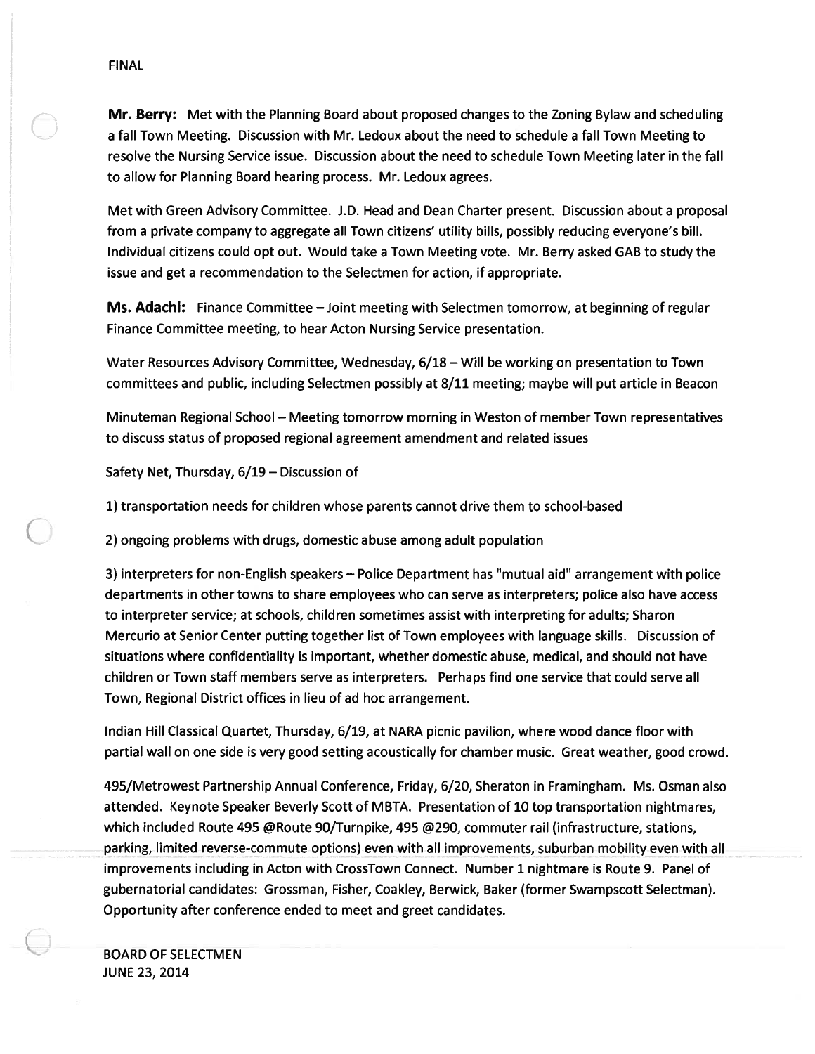FINAL

**Mr. Berry:** Met with the Planning Board about proposed changes to the Zoning Bylaw and scheduling a fall Town Meeting. Discussion with Mr. Ledoux about the need to schedule a fall Town Meeting to resolve the Nursing Service issue. Discussion about the need to schedule Town Meeting later in the fall to allow for Planning Board hearing process. Mr. Ledoux agrees.

Met with Green Advisory Committee. J.D. Head and Dean Charter present. Discussion about a proposal from a private company to aggregate all Town citizens' utility bills, possibly reducing everyone's bill. Individual citizens could opt out. Would take a Town Meeting vote. Mr. Berry asked GAB to study the issue and get a recommendation to the Selectmen for action, if appropriate.

**Ms. Adachi:** Finance Committee – Joint meeting with Selectmen tomorrow, at beginning of regular Finance Committee meeting, to hear Acton Nursing Service presentation.

Water Resources Advisory Committee, Wednesday, 6/18 – Will be working on presentation to Town committees and public, including Selectmen possibly at 8/11 meeting; maybe will put article in Beacon

Minuteman Regional School – Meeting tomorrow morning in Weston of member Town representatives to discuss status of proposed regional agreement amendment and related issues

Safety Net, Thursday, 6/19 – Discussion of

1) transportation needs for children whose parents cannot drive them to school-based

2) ongoing problems with drugs, domestic abuse among adult population

3) interpreters for non-English speakers – Police Department has "mutual aid" arrangement with police departments in other towns to share employees who can serve as interpreters; police also have access to interpreter service; at schools, children sometimes assist with interpreting for adults; Sharon Mercurio at Senior Center putting together list of Town employees with language skills. Discussion of situations where confidentiality is important, whether domestic abuse, medical, and should not have children or Town staff members serve as interpreters. Perhaps find one service that could serve all Town, Regional District offices in lieu of ad hoc arrangement.

Indian Hill Classical Quartet, Thursday, 6/19, at NARA picnic pavilion, where wood dance floor with partial wall on one side is very good setting acoustically for chamber music. Great weather, good crowd.

495/Metrowest Partnership Annual Conference, Friday, 6/20, Sheraton in Framingham. Ms. Osman also attended. Keynote Speaker Beverly Scott of MBTA. Presentation of 10 top transportation nightmares, which included Route 495 @Route 90/Turnpike, 495 @290, commuter rail (infrastructure, stations, parking, limited reverse-commute options) even with all improvements, suburban mobility even with all improvements including in Acton with CrossTown Connect. Number 1 nightmare is Route 9. Panel of gubernatorial candidates: Grossman, Fisher, Coakley, Berwick, Baker (former Swampscott Selectman). Opportunity after conference ended to meet and greet candidates.

BOARD OF SELECTMEN
JUNE 23, 2014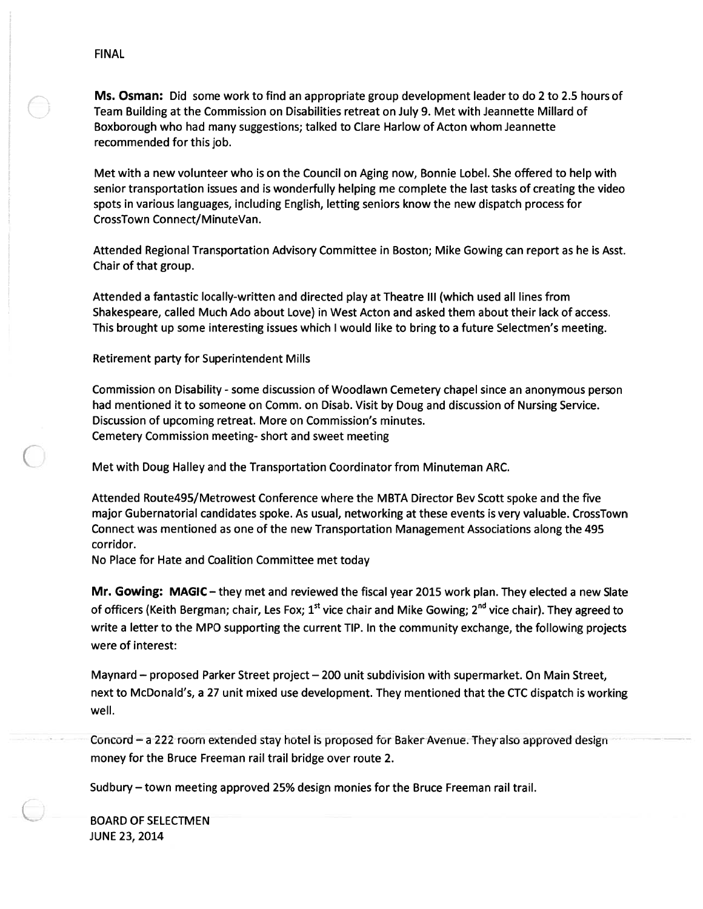FINAL

**Ms. Osman:** Did some work to find an appropriate group development leader to do 2 to 2.5 hours of Team Building at the Commission on Disabilities retreat on July 9. Met with Jeannette Millard of Boxborough who had many suggestions; talked to Clare Harlow of Acton whom Jeannette recommended for this job.

Met with a new volunteer who is on the Council on Aging now, Bonnie Lobel. She offered to help with senior transportation issues and is wonderfully helping me complete the last tasks of creating the video spots in various languages, including English, letting seniors know the new dispatch process for CrossTown Connect/MinuteVan.

Attended Regional Transportation Advisory Committee in Boston; Mike Gowing can report as he is Asst. Chair of that group.

Attended a fantastic locally-written and directed play at Theatre III (which used all lines from Shakespeare, called Much Ado about Love) in West Acton and asked them about their lack of access. This brought up some interesting issues which I would like to bring to a future Selectmen's meeting.

Retirement party for Superintendent Mills

Commission on Disability - some discussion of Woodlawn Cemetery chapel since an anonymous person had mentioned it to someone on Comm. on Disab. Visit by Doug and discussion of Nursing Service. Discussion of upcoming retreat. More on Commission's minutes.
Cemetery Commission meeting- short and sweet meeting

Met with Doug Halley and the Transportation Coordinator from Minuteman ARC.

Attended Route495/Metrowest Conference where the MBTA Director Bev Scott spoke and the five major Gubernatorial candidates spoke. As usual, networking at these events is very valuable. CrossTown Connect was mentioned as one of the new Transportation Management Associations along the 495 corridor.
No Place for Hate and Coalition Committee met today

**Mr. Gowing: MAGIC** – they met and reviewed the fiscal year 2015 work plan. They elected a new Slate of officers (Keith Bergman; chair, Les Fox; 1st vice chair and Mike Gowing; 2nd vice chair). They agreed to write a letter to the MPO supporting the current TIP. In the community exchange, the following projects were of interest:

Maynard – proposed Parker Street project – 200 unit subdivision with supermarket. On Main Street, next to McDonald's, a 27 unit mixed use development. They mentioned that the CTC dispatch is working well.

Concord – a 222 room extended stay hotel is proposed for Baker Avenue. They also approved design money for the Bruce Freeman rail trail bridge over route 2.

Sudbury – town meeting approved 25% design monies for the Bruce Freeman rail trail.

BOARD OF SELECTMEN
JUNE 23, 2014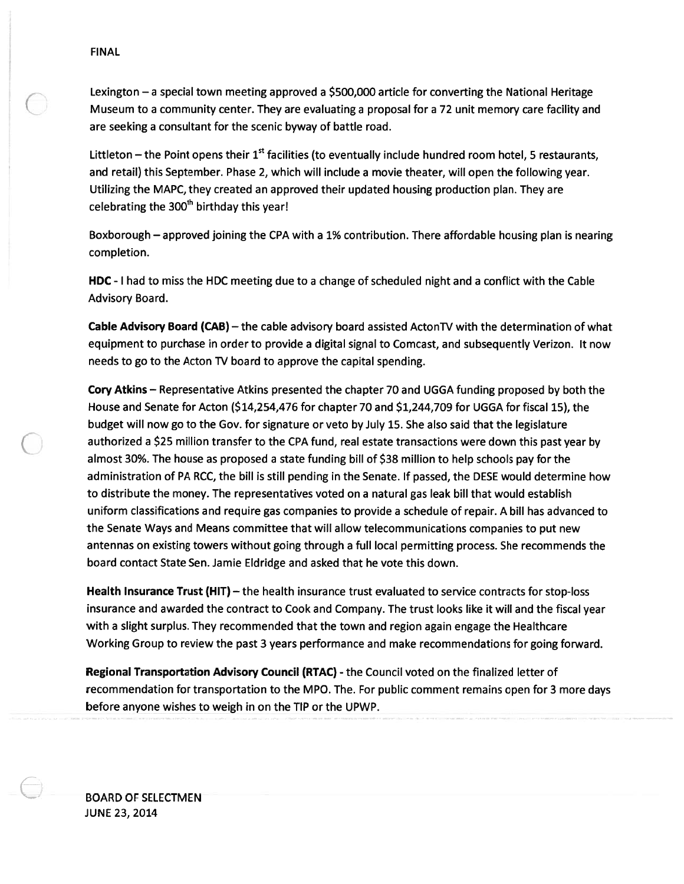FINAL

Lexington – a special town meeting approved a $500,000 article for converting the National Heritage Museum to a community center. They are evaluating a proposal for a 72 unit memory care facility and are seeking a consultant for the scenic byway of battle road.

Littleton – the Point opens their 1st facilities (to eventually include hundred room hotel, 5 restaurants, and retail) this September. Phase 2, which will include a movie theater, will open the following year. Utilizing the MAPC, they created an approved their updated housing production plan. They are celebrating the 300th birthday this year!

Boxborough – approved joining the CPA with a 1% contribution. There affordable housing plan is nearing completion.

**HDC** - I had to miss the HDC meeting due to a change of scheduled night and a conflict with the Cable Advisory Board.

**Cable Advisory Board (CAB)** – the cable advisory board assisted ActonTV with the determination of what equipment to purchase in order to provide a digital signal to Comcast, and subsequently Verizon. It now needs to go to the Acton TV board to approve the capital spending.

**Cory Atkins** – Representative Atkins presented the chapter 70 and UGGA funding proposed by both the House and Senate for Acton ($14,254,476 for chapter 70 and $1,244,709 for UGGA for fiscal 15), the budget will now go to the Gov. for signature or veto by July 15. She also said that the legislature authorized a $25 million transfer to the CPA fund, real estate transactions were down this past year by almost 30%. The house as proposed a state funding bill of $38 million to help schools pay for the administration of PA RCC, the bill is still pending in the Senate. If passed, the DESE would determine how to distribute the money. The representatives voted on a natural gas leak bill that would establish uniform classifications and require gas companies to provide a schedule of repair. A bill has advanced to the Senate Ways and Means committee that will allow telecommunications companies to put new antennas on existing towers without going through a full local permitting process. She recommends the board contact State Sen. Jamie Eldridge and asked that he vote this down.

**Health Insurance Trust (HIT)** – the health insurance trust evaluated to service contracts for stop-loss insurance and awarded the contract to Cook and Company. The trust looks like it will and the fiscal year with a slight surplus. They recommended that the town and region again engage the Healthcare Working Group to review the past 3 years performance and make recommendations for going forward.

**Regional Transportation Advisory Council (RTAC)** - the Council voted on the finalized letter of recommendation for transportation to the MPO. The. For public comment remains open for 3 more days before anyone wishes to weigh in on the TIP or the UPWP.

BOARD OF SELECTMEN
JUNE 23, 2014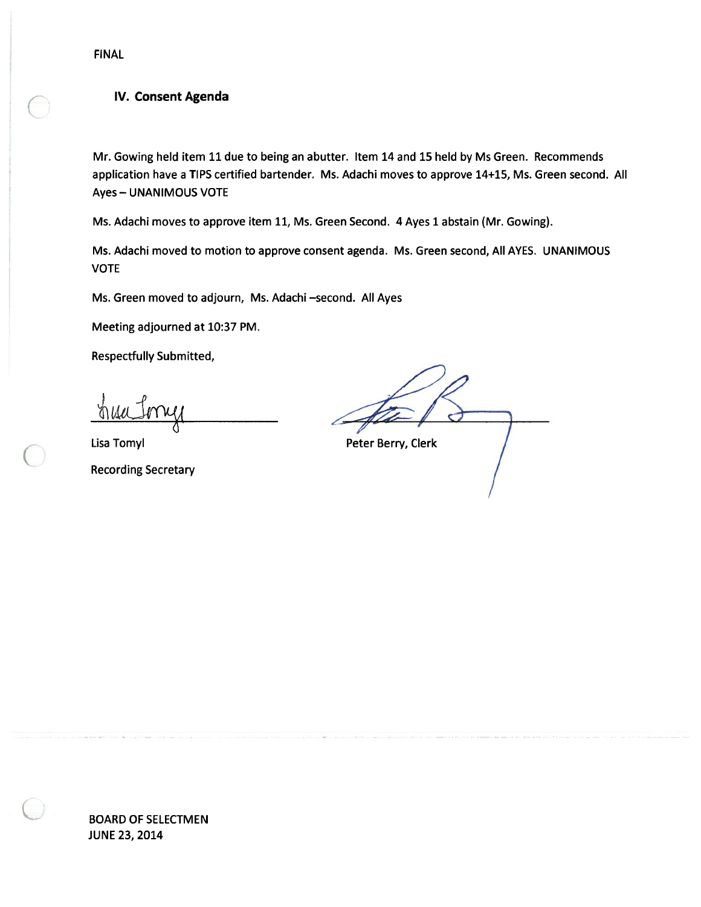FINAL

## IV. Consent Agenda

Mr. Gowing held item 11 due to being an abutter. Item 14 and 15 held by Ms Green. Recommends application have a TIPS certified bartender. Ms. Adachi moves to approve 14+15, Ms. Green second. All Ayes – UNANIMOUS VOTE

Ms. Adachi moves to approve item 11, Ms. Green Second. 4 Ayes 1 abstain (Mr. Gowing).

Ms. Adachi moved to motion to approve consent agenda. Ms. Green second, All AYES. UNANIMOUS VOTE

Ms. Green moved to adjourn, Ms. Adachi –second. All Ayes

Meeting adjourned at 10:37 PM.

Respectfully Submitted,

Lisa Tomyl
Recording Secretary

Peter Berry, Clerk

BOARD OF SELECTMEN
JUNE 23, 2014